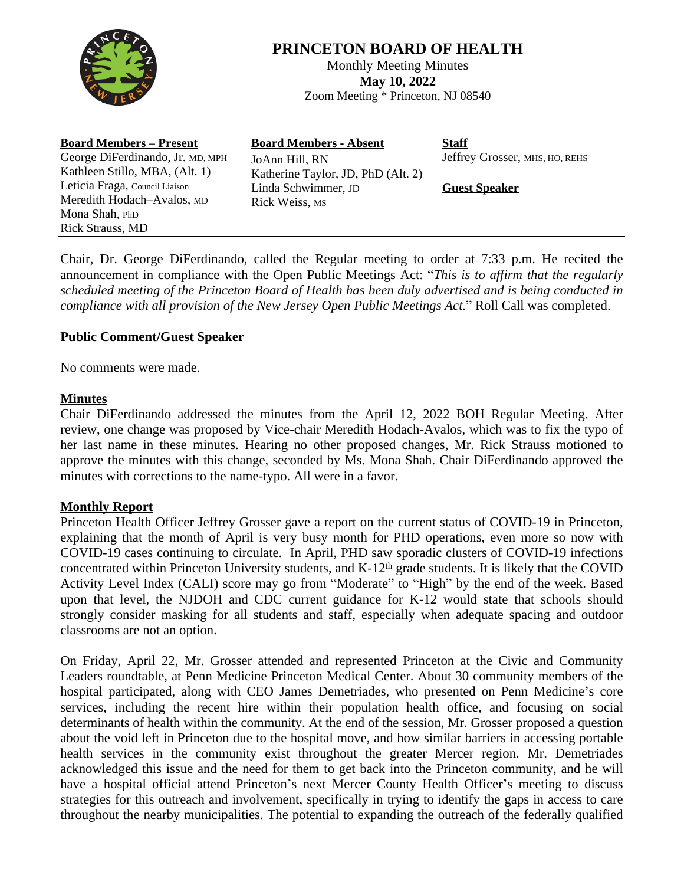# PRINCETON BOARD OF HEALTH

Monthly Meeting Minutes
**May 10, 2022**
Zoom Meeting * Princeton, NJ 08540

| **Board Members – Present** | **Board Members - Absent** | **Staff** |
|---|---|---|
| George DiFerdinando, Jr. MD, MPH | JoAnn Hill, RN | Jeffrey Grosser, MHS, HO, REHS |
| Kathleen Stillo, MBA, (Alt. 1) | Katherine Taylor, JD, PhD (Alt. 2) | |
| Leticia Fraga, Council Liaison | Linda Schwimmer, JD | **Guest Speaker** |
| Meredith Hodach–Avalos, MD | Rick Weiss, MS | |
| Mona Shah, PhD | | |
| Rick Strauss, MD | | |

Chair, Dr. George DiFerdinando, called the Regular meeting to order at 7:33 p.m. He recited the announcement in compliance with the Open Public Meetings Act: "*This is to affirm that the regularly scheduled meeting of the Princeton Board of Health has been duly advertised and is being conducted in compliance with all provision of the New Jersey Open Public Meetings Act.*" Roll Call was completed.

## Public Comment/Guest Speaker

No comments were made.

## Minutes

Chair DiFerdinando addressed the minutes from the April 12, 2022 BOH Regular Meeting. After review, one change was proposed by Vice-chair Meredith Hodach-Avalos, which was to fix the typo of her last name in these minutes. Hearing no other proposed changes, Mr. Rick Strauss motioned to approve the minutes with this change, seconded by Ms. Mona Shah. Chair DiFerdinando approved the minutes with corrections to the name-typo. All were in a favor.

## Monthly Report

Princeton Health Officer Jeffrey Grosser gave a report on the current status of COVID-19 in Princeton, explaining that the month of April is very busy month for PHD operations, even more so now with COVID-19 cases continuing to circulate. In April, PHD saw sporadic clusters of COVID-19 infections concentrated within Princeton University students, and K-12th grade students. It is likely that the COVID Activity Level Index (CALI) score may go from "Moderate" to "High" by the end of the week. Based upon that level, the NJDOH and CDC current guidance for K-12 would state that schools should strongly consider masking for all students and staff, especially when adequate spacing and outdoor classrooms are not an option.

On Friday, April 22, Mr. Grosser attended and represented Princeton at the Civic and Community Leaders roundtable, at Penn Medicine Princeton Medical Center. About 30 community members of the hospital participated, along with CEO James Demetriades, who presented on Penn Medicine's core services, including the recent hire within their population health office, and focusing on social determinants of health within the community. At the end of the session, Mr. Grosser proposed a question about the void left in Princeton due to the hospital move, and how similar barriers in accessing portable health services in the community exist throughout the greater Mercer region. Mr. Demetriades acknowledged this issue and the need for them to get back into the Princeton community, and he will have a hospital official attend Princeton's next Mercer County Health Officer's meeting to discuss strategies for this outreach and involvement, specifically in trying to identify the gaps in access to care throughout the nearby municipalities. The potential to expanding the outreach of the federally qualified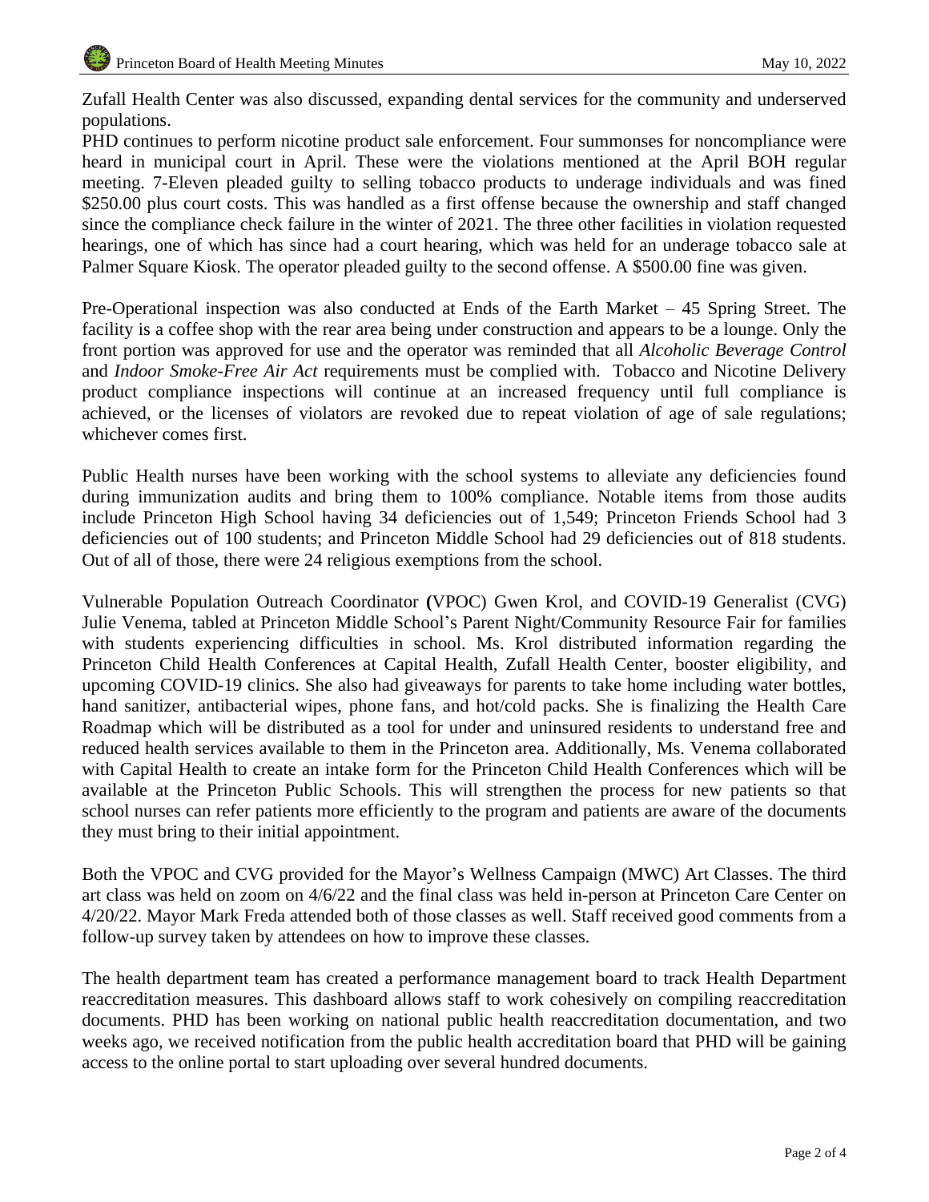Zufall Health Center was also discussed, expanding dental services for the community and underserved populations.

PHD continues to perform nicotine product sale enforcement. Four summonses for noncompliance were heard in municipal court in April. These were the violations mentioned at the April BOH regular meeting. 7-Eleven pleaded guilty to selling tobacco products to underage individuals and was fined $250.00 plus court costs. This was handled as a first offense because the ownership and staff changed since the compliance check failure in the winter of 2021. The three other facilities in violation requested hearings, one of which has since had a court hearing, which was held for an underage tobacco sale at Palmer Square Kiosk. The operator pleaded guilty to the second offense. A $500.00 fine was given.

Pre-Operational inspection was also conducted at Ends of the Earth Market – 45 Spring Street. The facility is a coffee shop with the rear area being under construction and appears to be a lounge. Only the front portion was approved for use and the operator was reminded that all *Alcoholic Beverage Control* and *Indoor Smoke-Free Air Act* requirements must be complied with. Tobacco and Nicotine Delivery product compliance inspections will continue at an increased frequency until full compliance is achieved, or the licenses of violators are revoked due to repeat violation of age of sale regulations; whichever comes first.

Public Health nurses have been working with the school systems to alleviate any deficiencies found during immunization audits and bring them to 100% compliance. Notable items from those audits include Princeton High School having 34 deficiencies out of 1,549; Princeton Friends School had 3 deficiencies out of 100 students; and Princeton Middle School had 29 deficiencies out of 818 students. Out of all of those, there were 24 religious exemptions from the school.

Vulnerable Population Outreach Coordinator **(**VPOC) Gwen Krol, and COVID-19 Generalist (CVG) Julie Venema, tabled at Princeton Middle School's Parent Night/Community Resource Fair for families with students experiencing difficulties in school. Ms. Krol distributed information regarding the Princeton Child Health Conferences at Capital Health, Zufall Health Center, booster eligibility, and upcoming COVID-19 clinics. She also had giveaways for parents to take home including water bottles, hand sanitizer, antibacterial wipes, phone fans, and hot/cold packs. She is finalizing the Health Care Roadmap which will be distributed as a tool for under and uninsured residents to understand free and reduced health services available to them in the Princeton area. Additionally, Ms. Venema collaborated with Capital Health to create an intake form for the Princeton Child Health Conferences which will be available at the Princeton Public Schools. This will strengthen the process for new patients so that school nurses can refer patients more efficiently to the program and patients are aware of the documents they must bring to their initial appointment.

Both the VPOC and CVG provided for the Mayor's Wellness Campaign (MWC) Art Classes. The third art class was held on zoom on 4/6/22 and the final class was held in-person at Princeton Care Center on 4/20/22. Mayor Mark Freda attended both of those classes as well. Staff received good comments from a follow-up survey taken by attendees on how to improve these classes.

The health department team has created a performance management board to track Health Department reaccreditation measures. This dashboard allows staff to work cohesively on compiling reaccreditation documents. PHD has been working on national public health reaccreditation documentation, and two weeks ago, we received notification from the public health accreditation board that PHD will be gaining access to the online portal to start uploading over several hundred documents.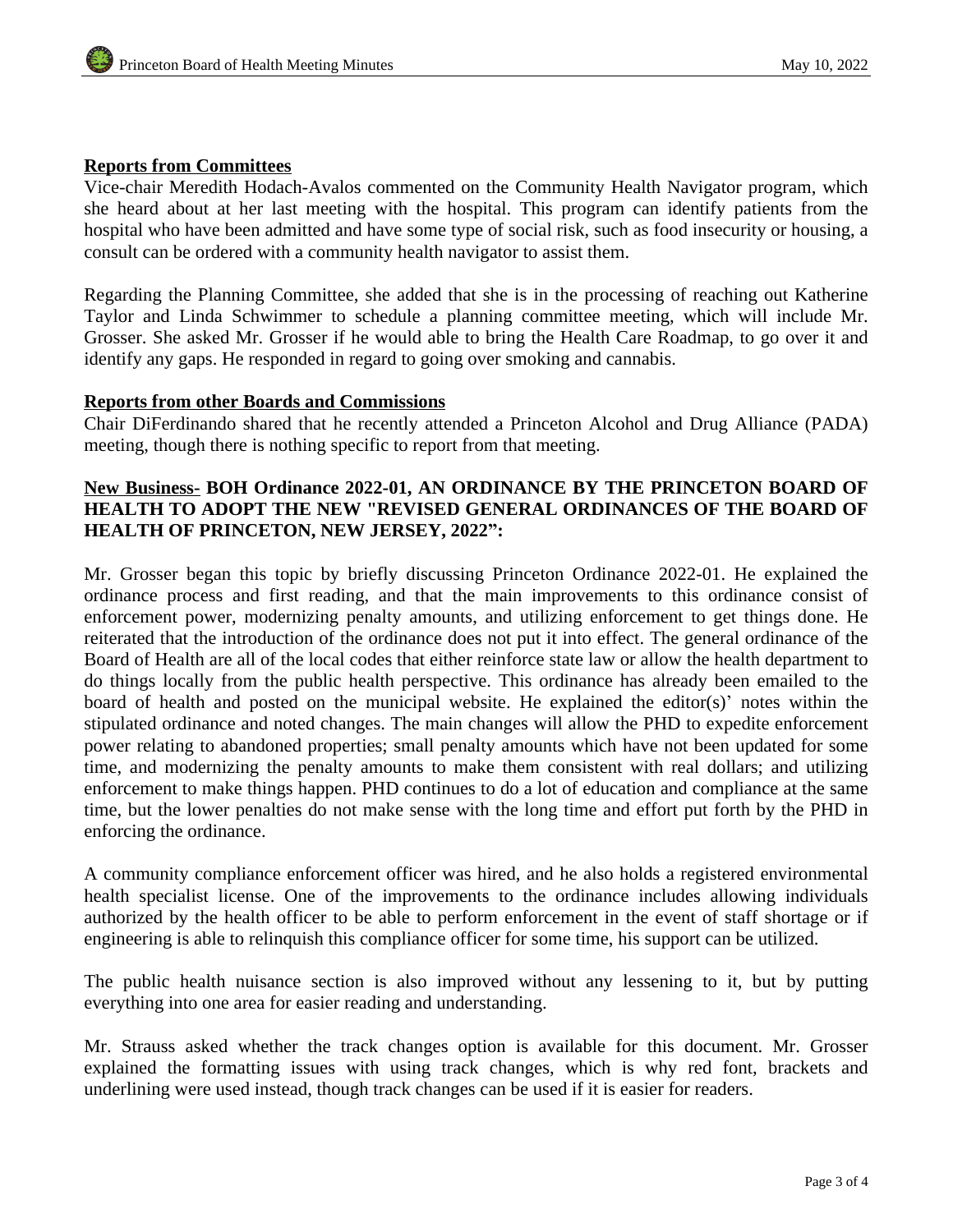**Reports from Committees**

Vice-chair Meredith Hodach-Avalos commented on the Community Health Navigator program, which she heard about at her last meeting with the hospital. This program can identify patients from the hospital who have been admitted and have some type of social risk, such as food insecurity or housing, a consult can be ordered with a community health navigator to assist them.

Regarding the Planning Committee, she added that she is in the processing of reaching out Katherine Taylor and Linda Schwimmer to schedule a planning committee meeting, which will include Mr. Grosser. She asked Mr. Grosser if he would able to bring the Health Care Roadmap, to go over it and identify any gaps. He responded in regard to going over smoking and cannabis.

**Reports from other Boards and Commissions**

Chair DiFerdinando shared that he recently attended a Princeton Alcohol and Drug Alliance (PADA) meeting, though there is nothing specific to report from that meeting.

**New Business- BOH Ordinance 2022-01, AN ORDINANCE BY THE PRINCETON BOARD OF HEALTH TO ADOPT THE NEW "REVISED GENERAL ORDINANCES OF THE BOARD OF HEALTH OF PRINCETON, NEW JERSEY, 2022":**

Mr. Grosser began this topic by briefly discussing Princeton Ordinance 2022-01. He explained the ordinance process and first reading, and that the main improvements to this ordinance consist of enforcement power, modernizing penalty amounts, and utilizing enforcement to get things done. He reiterated that the introduction of the ordinance does not put it into effect. The general ordinance of the Board of Health are all of the local codes that either reinforce state law or allow the health department to do things locally from the public health perspective. This ordinance has already been emailed to the board of health and posted on the municipal website. He explained the editor(s)' notes within the stipulated ordinance and noted changes. The main changes will allow the PHD to expedite enforcement power relating to abandoned properties; small penalty amounts which have not been updated for some time, and modernizing the penalty amounts to make them consistent with real dollars; and utilizing enforcement to make things happen. PHD continues to do a lot of education and compliance at the same time, but the lower penalties do not make sense with the long time and effort put forth by the PHD in enforcing the ordinance.

A community compliance enforcement officer was hired, and he also holds a registered environmental health specialist license. One of the improvements to the ordinance includes allowing individuals authorized by the health officer to be able to perform enforcement in the event of staff shortage or if engineering is able to relinquish this compliance officer for some time, his support can be utilized.

The public health nuisance section is also improved without any lessening to it, but by putting everything into one area for easier reading and understanding.

Mr. Strauss asked whether the track changes option is available for this document. Mr. Grosser explained the formatting issues with using track changes, which is why red font, brackets and underlining were used instead, though track changes can be used if it is easier for readers.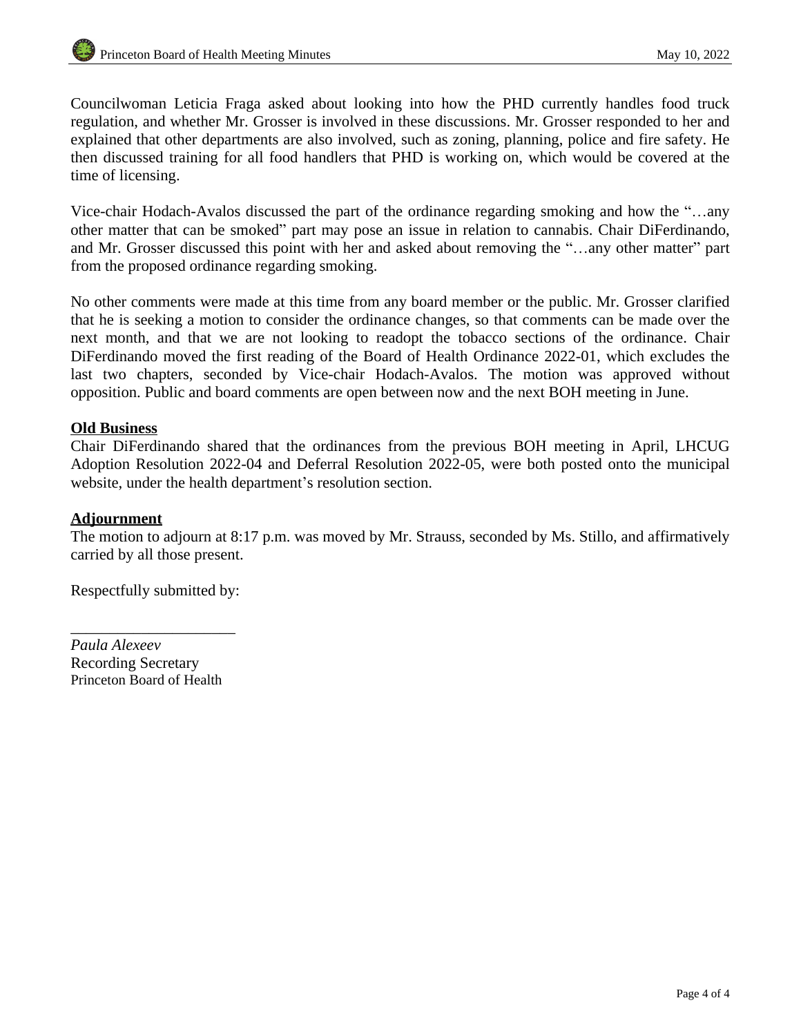Councilwoman Leticia Fraga asked about looking into how the PHD currently handles food truck regulation, and whether Mr. Grosser is involved in these discussions. Mr. Grosser responded to her and explained that other departments are also involved, such as zoning, planning, police and fire safety. He then discussed training for all food handlers that PHD is working on, which would be covered at the time of licensing.

Vice-chair Hodach-Avalos discussed the part of the ordinance regarding smoking and how the "…any other matter that can be smoked" part may pose an issue in relation to cannabis. Chair DiFerdinando, and Mr. Grosser discussed this point with her and asked about removing the "…any other matter" part from the proposed ordinance regarding smoking.

No other comments were made at this time from any board member or the public. Mr. Grosser clarified that he is seeking a motion to consider the ordinance changes, so that comments can be made over the next month, and that we are not looking to readopt the tobacco sections of the ordinance. Chair DiFerdinando moved the first reading of the Board of Health Ordinance 2022-01, which excludes the last two chapters, seconded by Vice-chair Hodach-Avalos. The motion was approved without opposition. Public and board comments are open between now and the next BOH meeting in June.

**Old Business**

Chair DiFerdinando shared that the ordinances from the previous BOH meeting in April, LHCUG Adoption Resolution 2022-04 and Deferral Resolution 2022-05, were both posted onto the municipal website, under the health department's resolution section.

**Adjournment**

The motion to adjourn at 8:17 p.m. was moved by Mr. Strauss, seconded by Ms. Stillo, and affirmatively carried by all those present.

Respectfully submitted by:

_____________________

*Paula Alexeev*
Recording Secretary
Princeton Board of Health